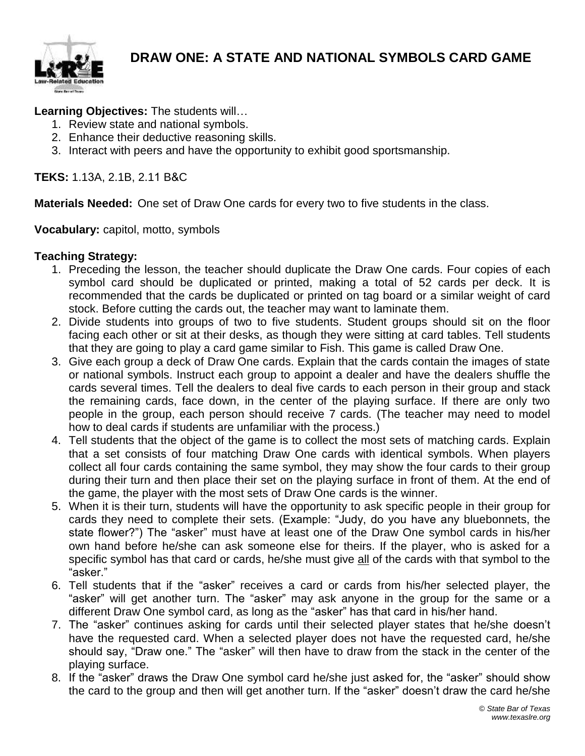// DRAW ONE: A STATE AND NATIONAL SYMBOLS CARD GAME

**Learning Objectives:** The students will…

1. Review state and national symbols.
2. Enhance their deductive reasoning skills.
3. Interact with peers and have the opportunity to exhibit good sportsmanship.

**TEKS:** 1.13A, 2.1B, 2.11 B&C

**Materials Needed:** One set of Draw One cards for every two to five students in the class.

**Vocabulary:** capitol, motto, symbols

**Teaching Strategy:**

1. Preceding the lesson, the teacher should duplicate the Draw One cards. Four copies of each symbol card should be duplicated or printed, making a total of 52 cards per deck. It is recommended that the cards be duplicated or printed on tag board or a similar weight of card stock. Before cutting the cards out, the teacher may want to laminate them.
2. Divide students into groups of two to five students. Student groups should sit on the floor facing each other or sit at their desks, as though they were sitting at card tables. Tell students that they are going to play a card game similar to Fish. This game is called Draw One.
3. Give each group a deck of Draw One cards. Explain that the cards contain the images of state or national symbols. Instruct each group to appoint a dealer and have the dealers shuffle the cards several times. Tell the dealers to deal five cards to each person in their group and stack the remaining cards, face down, in the center of the playing surface. If there are only two people in the group, each person should receive 7 cards. (The teacher may need to model how to deal cards if students are unfamiliar with the process.)
4. Tell students that the object of the game is to collect the most sets of matching cards. Explain that a set consists of four matching Draw One cards with identical symbols. When players collect all four cards containing the same symbol, they may show the four cards to their group during their turn and then place their set on the playing surface in front of them. At the end of the game, the player with the most sets of Draw One cards is the winner.
5. When it is their turn, students will have the opportunity to ask specific people in their group for cards they need to complete their sets. (Example: "Judy, do you have any bluebonnets, the state flower?") The "asker" must have at least one of the Draw One symbol cards in his/her own hand before he/she can ask someone else for theirs. If the player, who is asked for a specific symbol has that card or cards, he/she must give all of the cards with that symbol to the "asker."
6. Tell students that if the "asker" receives a card or cards from his/her selected player, the "asker" will get another turn. The "asker" may ask anyone in the group for the same or a different Draw One symbol card, as long as the "asker" has that card in his/her hand.
7. The "asker" continues asking for cards until their selected player states that he/she doesn't have the requested card. When a selected player does not have the requested card, he/she should say, "Draw one." The "asker" will then have to draw from the stack in the center of the playing surface.
8. If the "asker" draws the Draw One symbol card he/she just asked for, the "asker" should show the card to the group and then will get another turn. If the "asker" doesn't draw the card he/she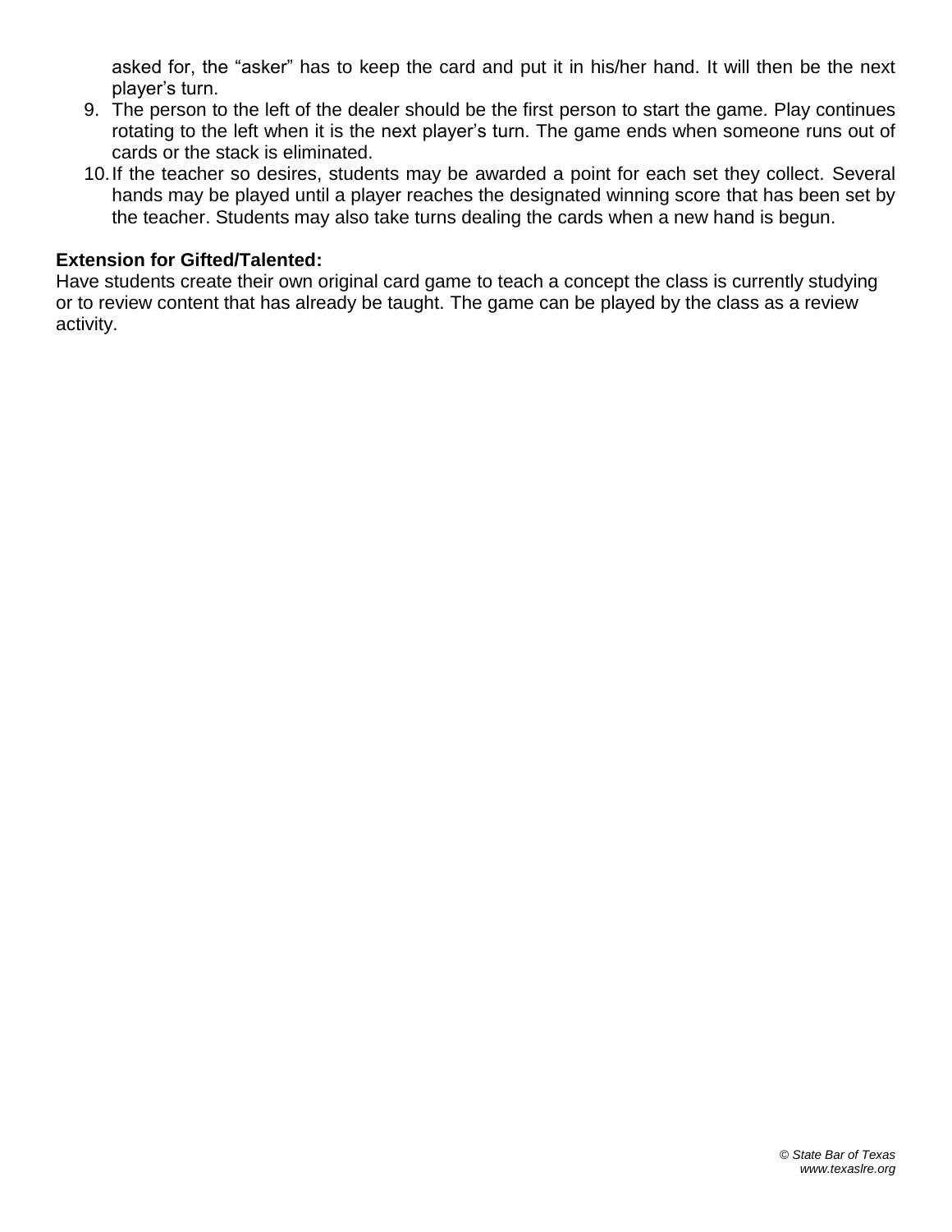asked for, the "asker" has to keep the card and put it in his/her hand. It will then be the next player's turn.

9. The person to the left of the dealer should be the first person to start the game. Play continues rotating to the left when it is the next player's turn. The game ends when someone runs out of cards or the stack is eliminated.
10. If the teacher so desires, students may be awarded a point for each set they collect. Several hands may be played until a player reaches the designated winning score that has been set by the teacher. Students may also take turns dealing the cards when a new hand is begun.

**Extension for Gifted/Talented:**
Have students create their own original card game to teach a concept the class is currently studying or to review content that has already be taught. The game can be played by the class as a review activity.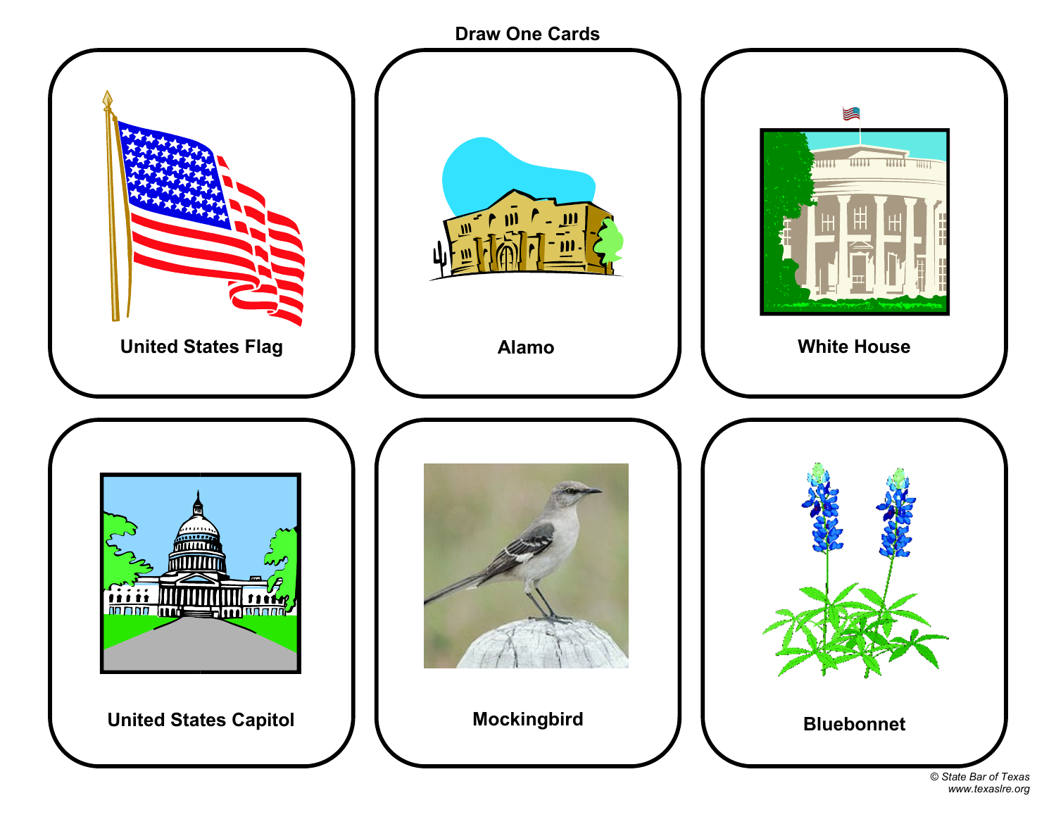## Draw One Cards

United States Flag

Alamo

White House

United States Capitol

Mockingbird

Bluebonnet

*© State Bar of Texas*
*www.texaslre.org*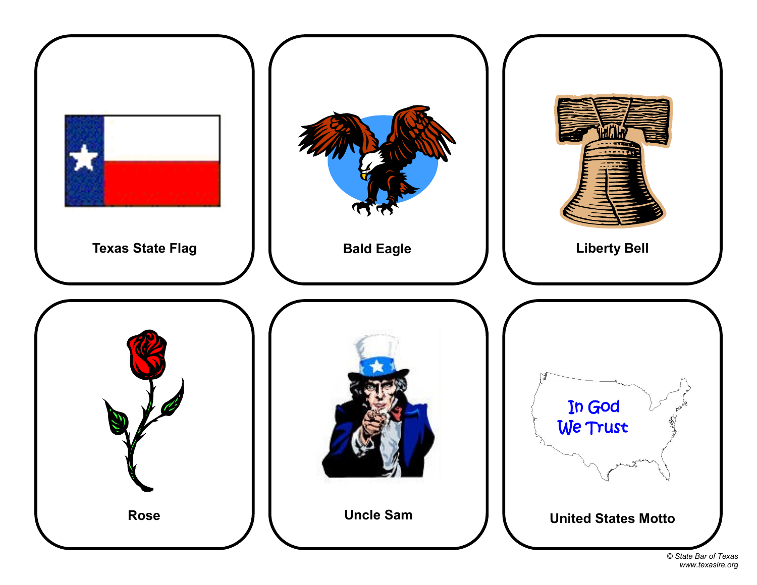Texas State Flag

Bald Eagle

Liberty Bell

Rose

Uncle Sam

In God We Trust

United States Motto

© State Bar of Texas
www.texaslre.org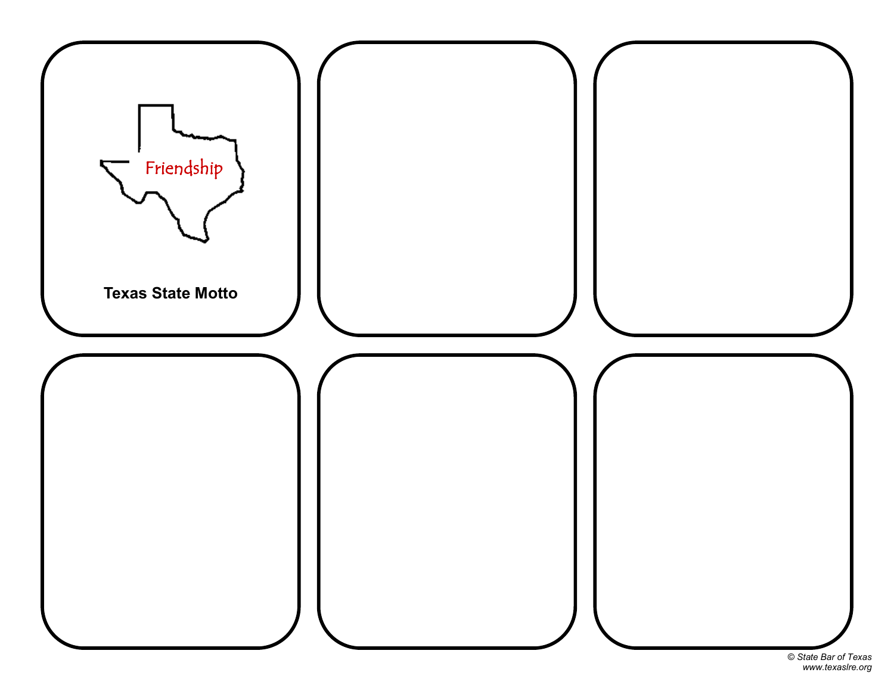Friendship

**Texas State Motto**

*© State Bar of Texas*
*www.texaslre.org*